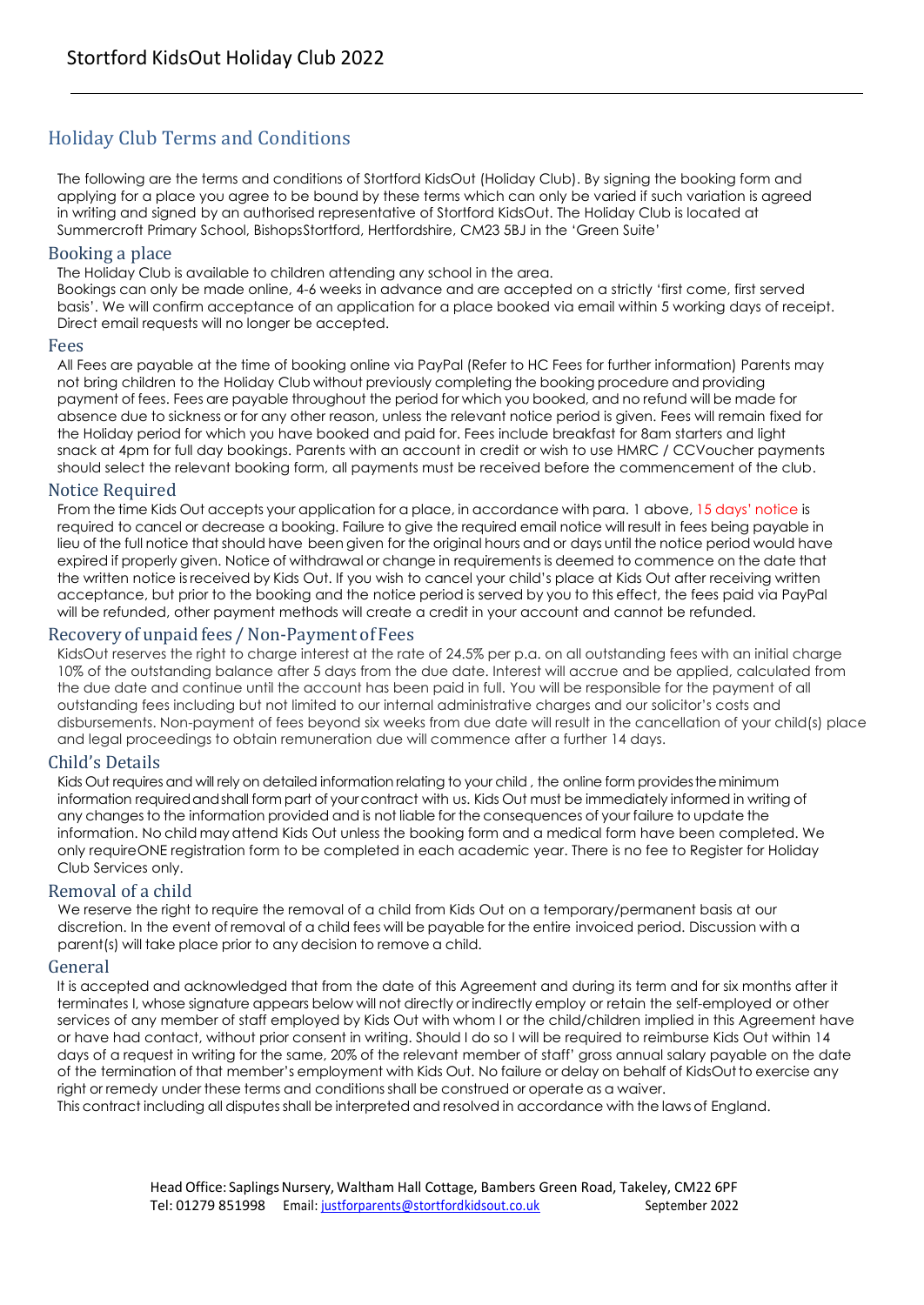# Stortford KidsOut Holiday Club 2022

## Holiday Club Terms and Conditions

The following are the terms and conditions of Stortford KidsOut (Holiday Club). By signing the booking form and applying for a place you agree to be bound by these terms which can only be varied if such variation is agreed in writing and signed by an authorised representative of Stortford KidsOut. The Holiday Club is located at Summercroft Primary School, BishopsStortford, Hertfordshire, CM23 5BJ in the 'Green Suite'

### Booking a place

The Holiday Club is available to children attending any school in the area.
Bookings can only be made online, 4-6 weeks in advance and are accepted on a strictly 'first come, first served basis'. We will confirm acceptance of an application for a place booked via email within 5 working days of receipt. Direct email requests will no longer be accepted.

### Fees

All Fees are payable at the time of booking online via PayPal (Refer to HC Fees for further information) Parents may not bring children to the Holiday Club without previously completing the booking procedure and providing payment of fees. Fees are payable throughout the period for which you booked, and no refund will be made for absence due to sickness or for any other reason, unless the relevant notice period is given. Fees will remain fixed for the Holiday period for which you have booked and paid for. Fees include breakfast for 8am starters and light snack at 4pm for full day bookings. Parents with an account in credit or wish to use HMRC / CCVoucher payments should select the relevant booking form, all payments must be received before the commencement of the club.

### Notice Required

From the time Kids Out accepts your application for a place, in accordance with para. 1 above, 15 days' notice is required to cancel or decrease a booking. Failure to give the required email notice will result in fees being payable in lieu of the full notice that should have been given for the original hours and or days until the notice period would have expired if properly given. Notice of withdrawal or change in requirements is deemed to commence on the date that the written notice is received by Kids Out. If you wish to cancel your child's place at Kids Out after receiving written acceptance, but prior to the booking and the notice period is served by you to this effect, the fees paid via PayPal will be refunded, other payment methods will create a credit in your account and cannot be refunded.

### Recovery of unpaid fees / Non-Payment of Fees

KidsOut reserves the right to charge interest at the rate of 24.5% per p.a. on all outstanding fees with an initial charge 10% of the outstanding balance after 5 days from the due date. Interest will accrue and be applied, calculated from the due date and continue until the account has been paid in full. You will be responsible for the payment of all outstanding fees including but not limited to our internal administrative charges and our solicitor's costs and disbursements. Non-payment of fees beyond six weeks from due date will result in the cancellation of your child(s) place and legal proceedings to obtain remuneration due will commence after a further 14 days.

### Child's Details

Kids Out requires and will rely on detailed information relating to your child , the online form provides the minimum information required and shall form part of your contract with us. Kids Out must be immediately informed in writing of any changes to the information provided and is not liable for the consequences of your failure to update the information. No child may attend Kids Out unless the booking form and a medical form have been completed. We only requireONE registration form to be completed in each academic year. There is no fee to Register for Holiday Club Services only.

### Removal of a child

We reserve the right to require the removal of a child from Kids Out on a temporary/permanent basis at our discretion. In the event of removal of a child fees will be payable for the entire invoiced period. Discussion with a parent(s) will take place prior to any decision to remove a child.

### General

It is accepted and acknowledged that from the date of this Agreement and during its term and for six months after it terminates I, whose signature appears below will not directly or indirectly employ or retain the self-employed or other services of any member of staff employed by Kids Out with whom I or the child/children implied in this Agreement have or have had contact, without prior consent in writing. Should I do so I will be required to reimburse Kids Out within 14 days of a request in writing for the same, 20% of the relevant member of staff' gross annual salary payable on the date of the termination of that member's employment with Kids Out. No failure or delay on behalf of KidsOut to exercise any right or remedy under these terms and conditions shall be construed or operate as a waiver.
This contract including all disputes shall be interpreted and resolved in accordance with the laws of England.

Head Office: Saplings Nursery, Waltham Hall Cottage, Bambers Green Road, Takeley, CM22 6PF
Tel: 01279 851998 Email: justforparents@stortfordkidsout.co.uk September 2022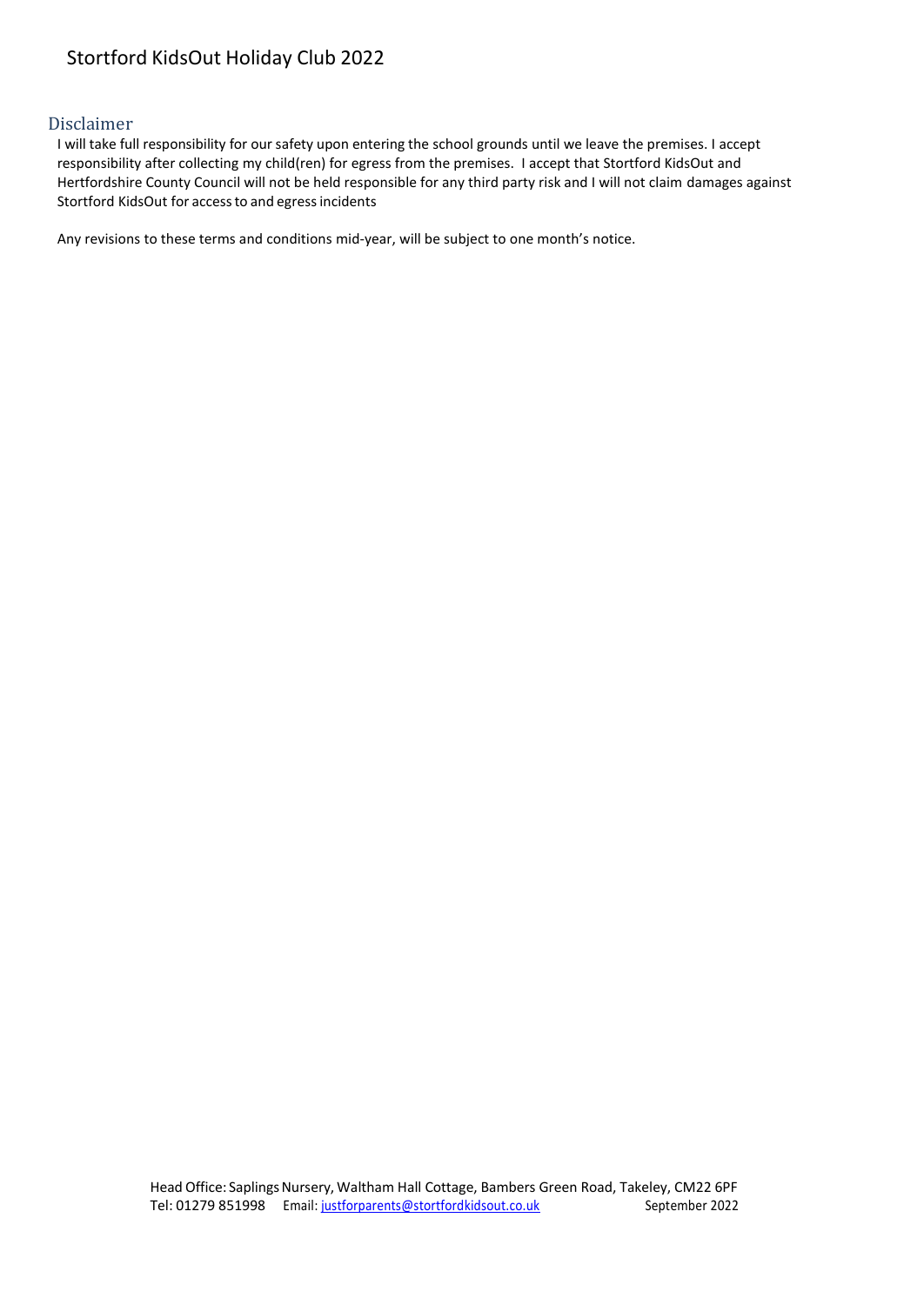## Disclaimer

I will take full responsibility for our safety upon entering the school grounds until we leave the premises. I accept responsibility after collecting my child(ren) for egress from the premises. I accept that Stortford KidsOut and Hertfordshire County Council will not be held responsible for any third party risk and I will not claim damages against Stortford KidsOut for access to and egress incidents

Any revisions to these terms and conditions mid-year, will be subject to one month's notice.